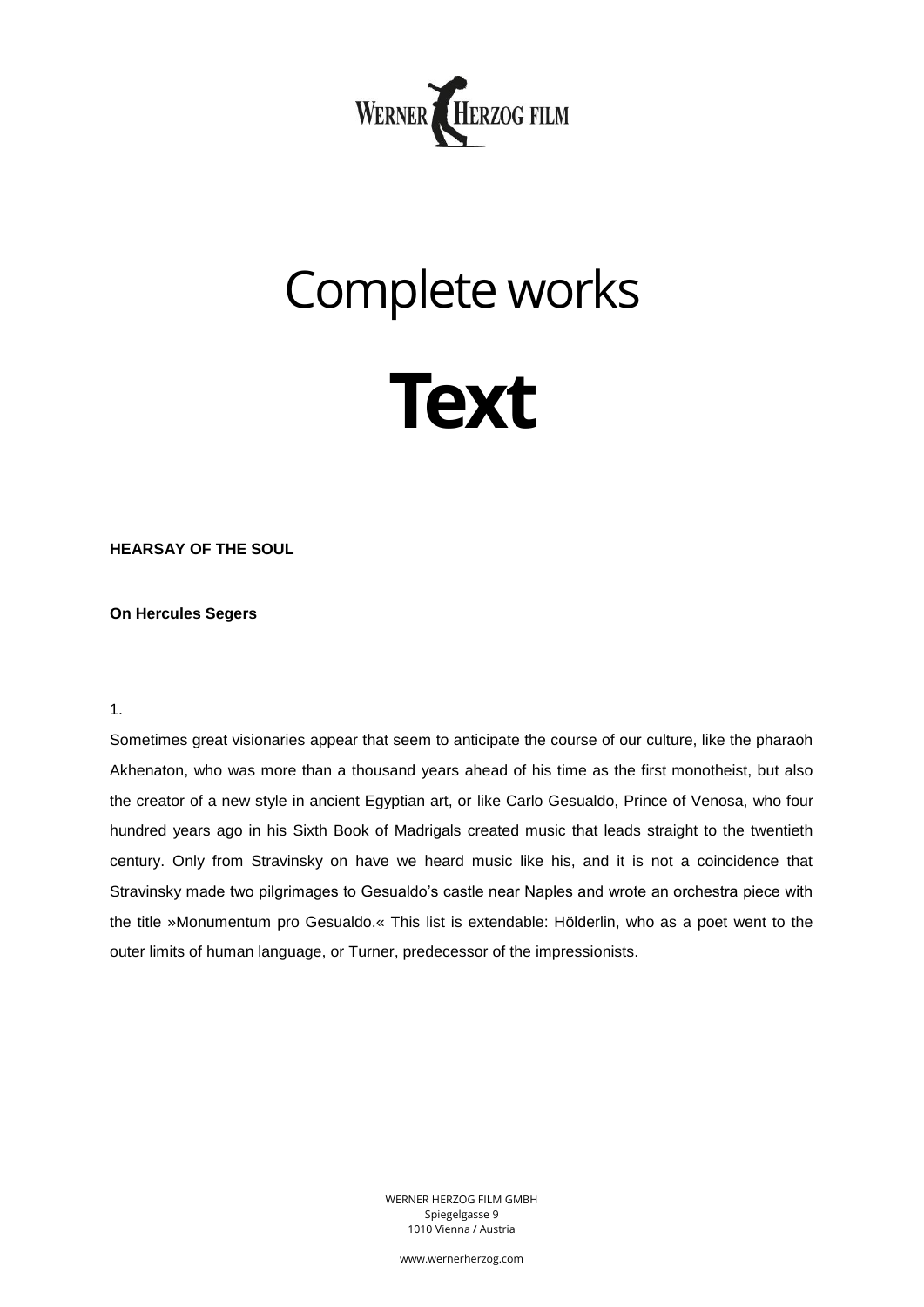# Complete works

# Text

**HEARSAY OF THE SOUL**

**On Hercules Segers**

1.

Sometimes great visionaries appear that seem to anticipate the course of our culture, like the pharaoh Akhenaton, who was more than a thousand years ahead of his time as the first monotheist, but also the creator of a new style in ancient Egyptian art, or like Carlo Gesualdo, Prince of Venosa, who four hundred years ago in his Sixth Book of Madrigals created music that leads straight to the twentieth century. Only from Stravinsky on have we heard music like his, and it is not a coincidence that Stravinsky made two pilgrimages to Gesualdo's castle near Naples and wrote an orchestra piece with the title »Monumentum pro Gesualdo.« This list is extendable: Hölderlin, who as a poet went to the outer limits of human language, or Turner, predecessor of the impressionists.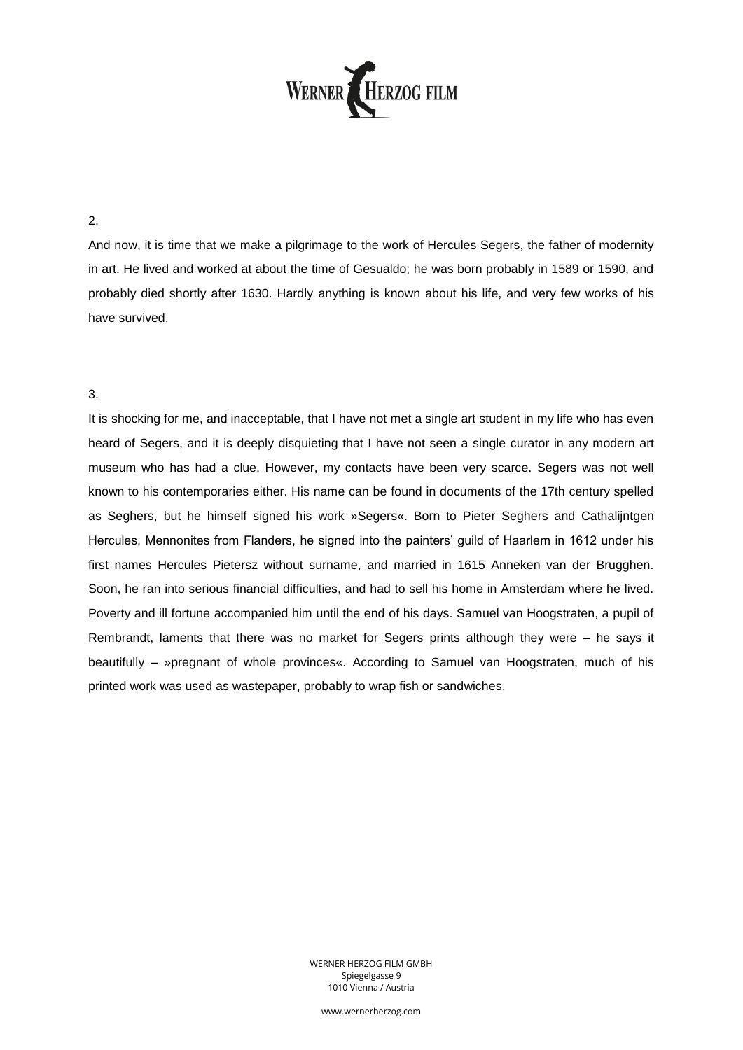2.

And now, it is time that we make a pilgrimage to the work of Hercules Segers, the father of modernity in art. He lived and worked at about the time of Gesualdo; he was born probably in 1589 or 1590, and probably died shortly after 1630. Hardly anything is known about his life, and very few works of his have survived.

3.

It is shocking for me, and inacceptable, that I have not met a single art student in my life who has even heard of Segers, and it is deeply disquieting that I have not seen a single curator in any modern art museum who has had a clue. However, my contacts have been very scarce. Segers was not well known to his contemporaries either. His name can be found in documents of the 17th century spelled as Seghers, but he himself signed his work »Segers«. Born to Pieter Seghers and Cathalijntgen Hercules, Mennonites from Flanders, he signed into the painters' guild of Haarlem in 1612 under his first names Hercules Pietersz without surname, and married in 1615 Anneken van der Brugghen. Soon, he ran into serious financial difficulties, and had to sell his home in Amsterdam where he lived. Poverty and ill fortune accompanied him until the end of his days. Samuel van Hoogstraten, a pupil of Rembrandt, laments that there was no market for Segers prints although they were – he says it beautifully – »pregnant of whole provinces«. According to Samuel van Hoogstraten, much of his printed work was used as wastepaper, probably to wrap fish or sandwiches.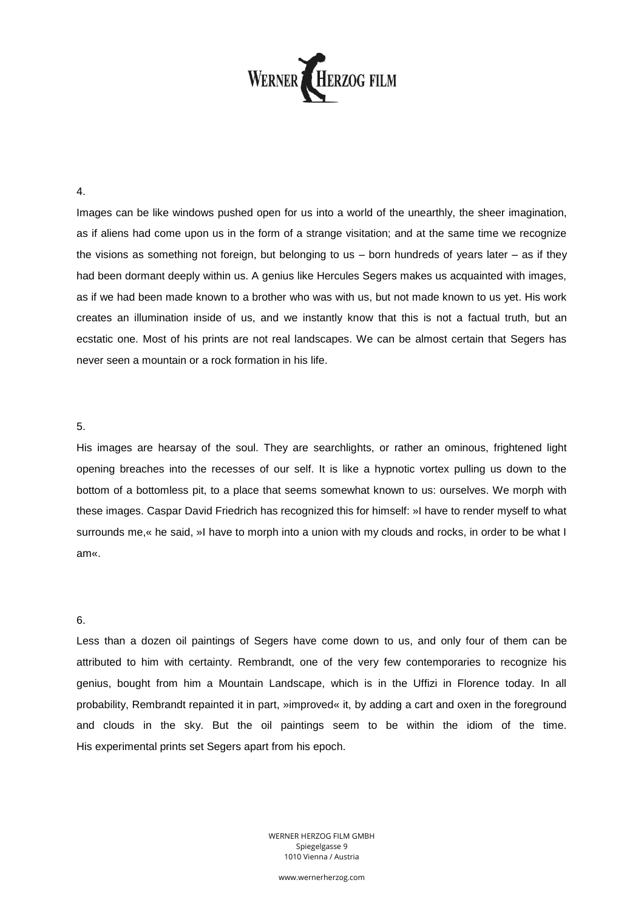4.

Images can be like windows pushed open for us into a world of the unearthly, the sheer imagination, as if aliens had come upon us in the form of a strange visitation; and at the same time we recognize the visions as something not foreign, but belonging to us – born hundreds of years later – as if they had been dormant deeply within us. A genius like Hercules Segers makes us acquainted with images, as if we had been made known to a brother who was with us, but not made known to us yet. His work creates an illumination inside of us, and we instantly know that this is not a factual truth, but an ecstatic one. Most of his prints are not real landscapes. We can be almost certain that Segers has never seen a mountain or a rock formation in his life.

5.

His images are hearsay of the soul. They are searchlights, or rather an ominous, frightened light opening breaches into the recesses of our self. It is like a hypnotic vortex pulling us down to the bottom of a bottomless pit, to a place that seems somewhat known to us: ourselves. We morph with these images. Caspar David Friedrich has recognized this for himself: »I have to render myself to what surrounds me,« he said, »I have to morph into a union with my clouds and rocks, in order to be what I am«.

6.

Less than a dozen oil paintings of Segers have come down to us, and only four of them can be attributed to him with certainty. Rembrandt, one of the very few contemporaries to recognize his genius, bought from him a Mountain Landscape, which is in the Uffizi in Florence today. In all probability, Rembrandt repainted it in part, »improved« it, by adding a cart and oxen in the foreground and clouds in the sky. But the oil paintings seem to be within the idiom of the time. His experimental prints set Segers apart from his epoch.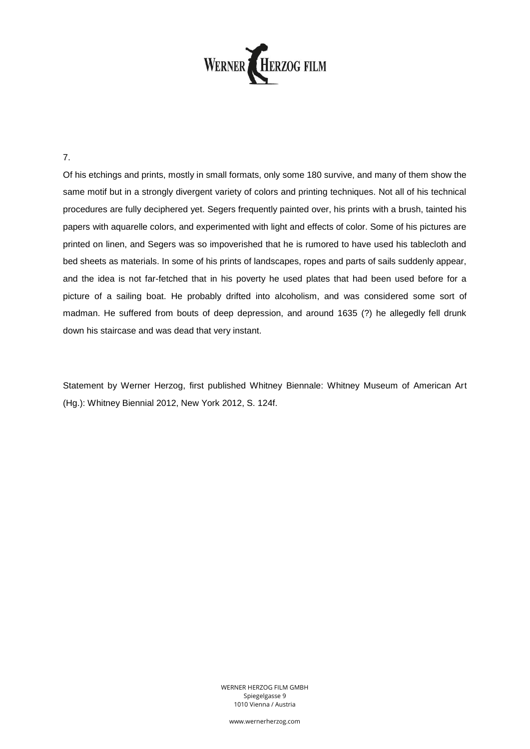7.

Of his etchings and prints, mostly in small formats, only some 180 survive, and many of them show the same motif but in a strongly divergent variety of colors and printing techniques. Not all of his technical procedures are fully deciphered yet. Segers frequently painted over, his prints with a brush, tainted his papers with aquarelle colors, and experimented with light and effects of color. Some of his pictures are printed on linen, and Segers was so impoverished that he is rumored to have used his tablecloth and bed sheets as materials. In some of his prints of landscapes, ropes and parts of sails suddenly appear, and the idea is not far-fetched that in his poverty he used plates that had been used before for a picture of a sailing boat. He probably drifted into alcoholism, and was considered some sort of madman. He suffered from bouts of deep depression, and around 1635 (?) he allegedly fell drunk down his staircase and was dead that very instant.

Statement by Werner Herzog, first published Whitney Biennale: Whitney Museum of American Art (Hg.): Whitney Biennial 2012, New York 2012, S. 124f.